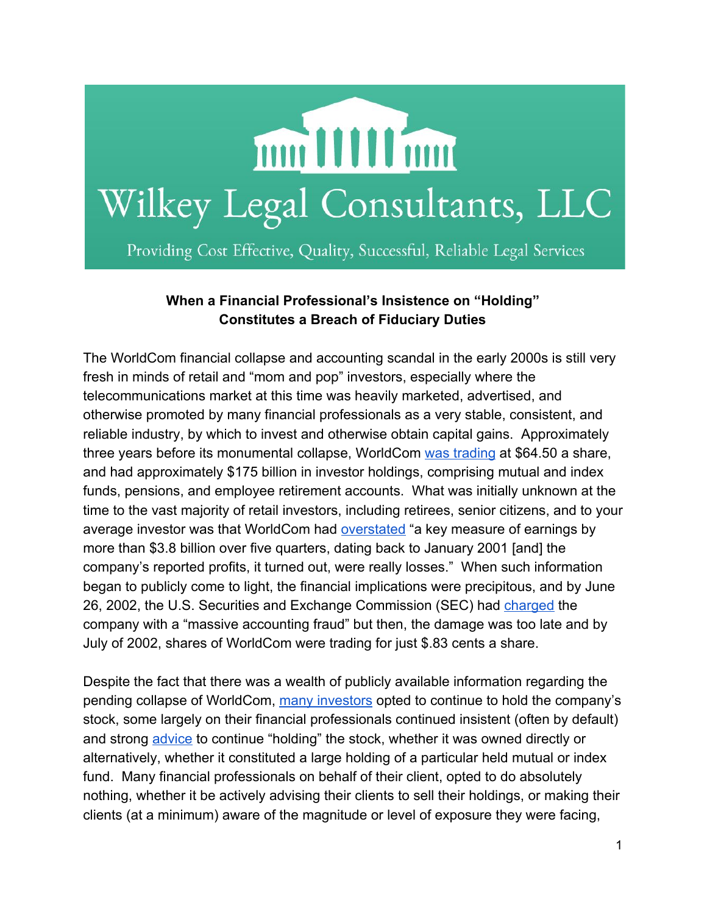# Wilkey Legal Consultants, LLC

Providing Cost Effective, Quality, Successful, Reliable Legal Services

## When a Financial Professional's Insistence on "Holding" Constitutes a Breach of Fiduciary Duties

The WorldCom financial collapse and accounting scandal in the early 2000s is still very fresh in minds of retail and "mom and pop" investors, especially where the telecommunications market at this time was heavily marketed, advertised, and otherwise promoted by many financial professionals as a very stable, consistent, and reliable industry, by which to invest and otherwise obtain capital gains. Approximately three years before its monumental collapse, WorldCom was trading at $64.50 a share, and had approximately $175 billion in investor holdings, comprising mutual and index funds, pensions, and employee retirement accounts. What was initially unknown at the time to the vast majority of retail investors, including retirees, senior citizens, and to your average investor was that WorldCom had overstated "a key measure of earnings by more than $3.8 billion over five quarters, dating back to January 2001 [and] the company's reported profits, it turned out, were really losses." When such information began to publicly come to light, the financial implications were precipitous, and by June 26, 2002, the U.S. Securities and Exchange Commission (SEC) had charged the company with a "massive accounting fraud" but then, the damage was too late and by July of 2002, shares of WorldCom were trading for just $.83 cents a share.

Despite the fact that there was a wealth of publicly available information regarding the pending collapse of WorldCom, many investors opted to continue to hold the company's stock, some largely on their financial professionals continued insistent (often by default) and strong advice to continue "holding" the stock, whether it was owned directly or alternatively, whether it constituted a large holding of a particular held mutual or index fund. Many financial professionals on behalf of their client, opted to do absolutely nothing, whether it be actively advising their clients to sell their holdings, or making their clients (at a minimum) aware of the magnitude or level of exposure they were facing,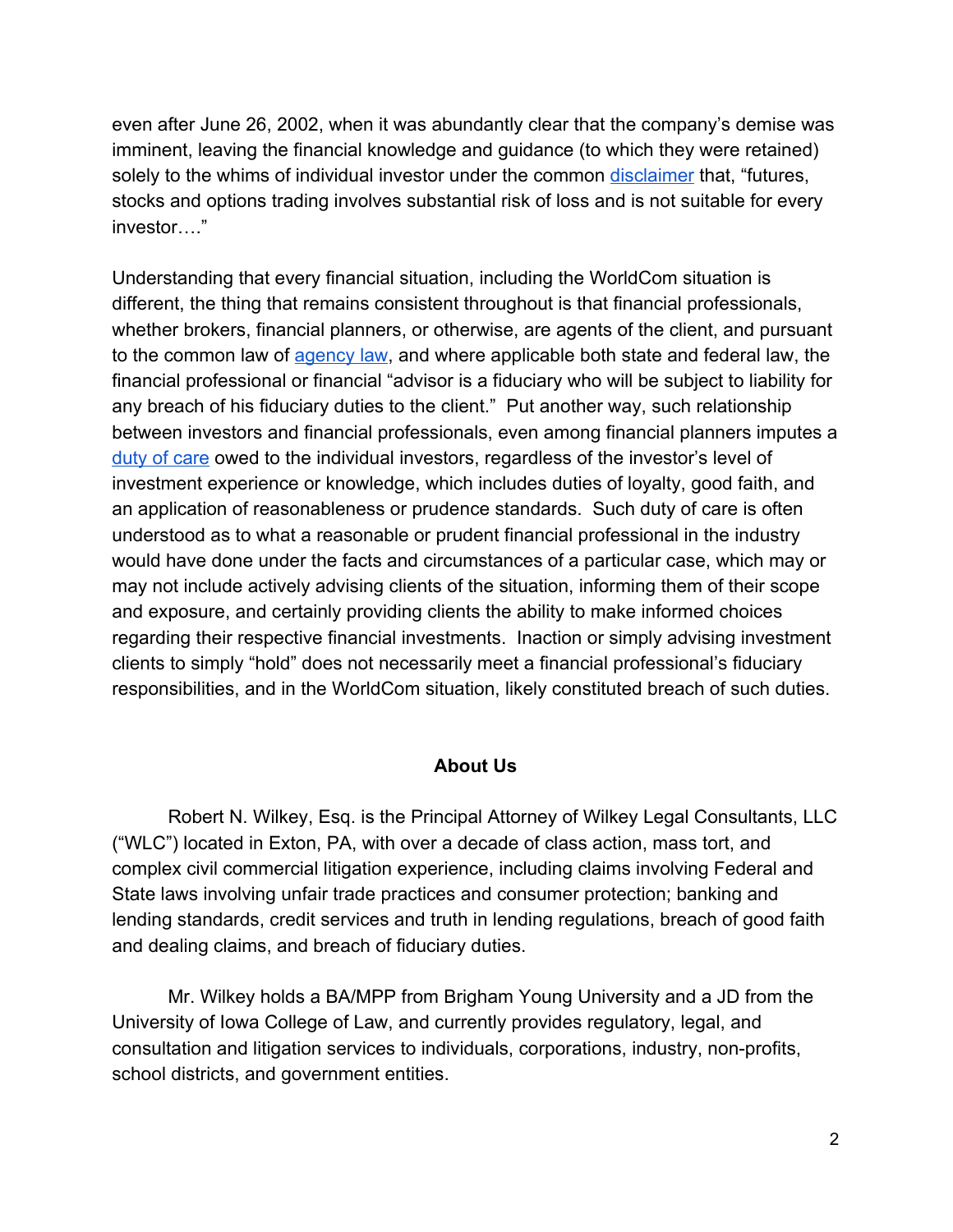even after June 26, 2002, when it was abundantly clear that the company's demise was imminent, leaving the financial knowledge and guidance (to which they were retained) solely to the whims of individual investor under the common disclaimer that, "futures, stocks and options trading involves substantial risk of loss and is not suitable for every investor…."

Understanding that every financial situation, including the WorldCom situation is different, the thing that remains consistent throughout is that financial professionals, whether brokers, financial planners, or otherwise, are agents of the client, and pursuant to the common law of agency law, and where applicable both state and federal law, the financial professional or financial "advisor is a fiduciary who will be subject to liability for any breach of his fiduciary duties to the client." Put another way, such relationship between investors and financial professionals, even among financial planners imputes a duty of care owed to the individual investors, regardless of the investor's level of investment experience or knowledge, which includes duties of loyalty, good faith, and an application of reasonableness or prudence standards. Such duty of care is often understood as to what a reasonable or prudent financial professional in the industry would have done under the facts and circumstances of a particular case, which may or may not include actively advising clients of the situation, informing them of their scope and exposure, and certainly providing clients the ability to make informed choices regarding their respective financial investments. Inaction or simply advising investment clients to simply "hold" does not necessarily meet a financial professional's fiduciary responsibilities, and in the WorldCom situation, likely constituted breach of such duties.

## About Us

Robert N. Wilkey, Esq. is the Principal Attorney of Wilkey Legal Consultants, LLC ("WLC") located in Exton, PA, with over a decade of class action, mass tort, and complex civil commercial litigation experience, including claims involving Federal and State laws involving unfair trade practices and consumer protection; banking and lending standards, credit services and truth in lending regulations, breach of good faith and dealing claims, and breach of fiduciary duties.

Mr. Wilkey holds a BA/MPP from Brigham Young University and a JD from the University of Iowa College of Law, and currently provides regulatory, legal, and consultation and litigation services to individuals, corporations, industry, non-profits, school districts, and government entities.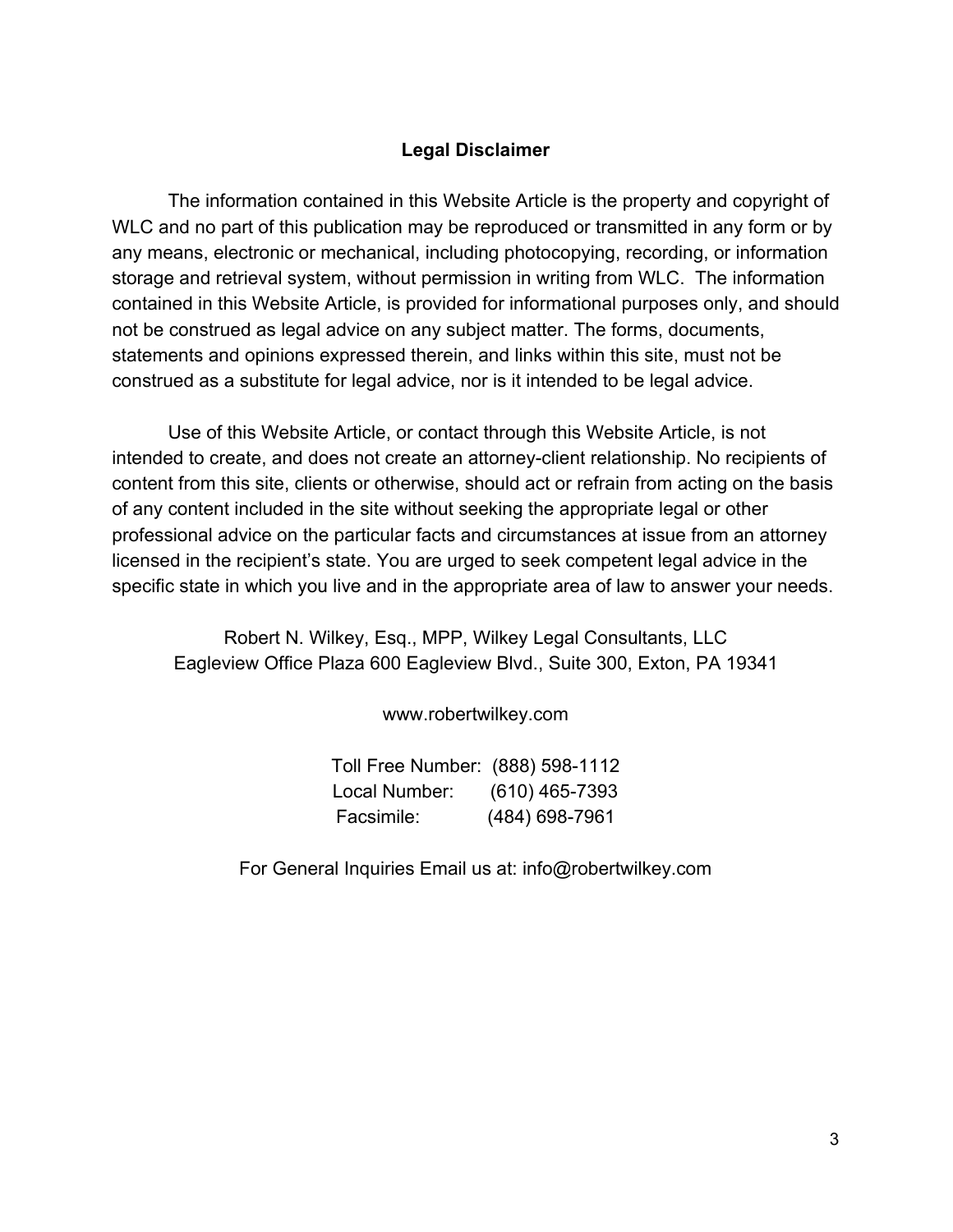**Legal Disclaimer**

The information contained in this Website Article is the property and copyright of WLC and no part of this publication may be reproduced or transmitted in any form or by any means, electronic or mechanical, including photocopying, recording, or information storage and retrieval system, without permission in writing from WLC. The information contained in this Website Article, is provided for informational purposes only, and should not be construed as legal advice on any subject matter. The forms, documents, statements and opinions expressed therein, and links within this site, must not be construed as a substitute for legal advice, nor is it intended to be legal advice.

Use of this Website Article, or contact through this Website Article, is not intended to create, and does not create an attorney-client relationship. No recipients of content from this site, clients or otherwise, should act or refrain from acting on the basis of any content included in the site without seeking the appropriate legal or other professional advice on the particular facts and circumstances at issue from an attorney licensed in the recipient's state. You are urged to seek competent legal advice in the specific state in which you live and in the appropriate area of law to answer your needs.

Robert N. Wilkey, Esq., MPP, Wilkey Legal Consultants, LLC
Eagleview Office Plaza 600 Eagleview Blvd., Suite 300, Exton, PA 19341

www.robertwilkey.com

Toll Free Number: (888) 598-1112
Local Number: (610) 465-7393
Facsimile: (484) 698-7961

For General Inquiries Email us at: info@robertwilkey.com